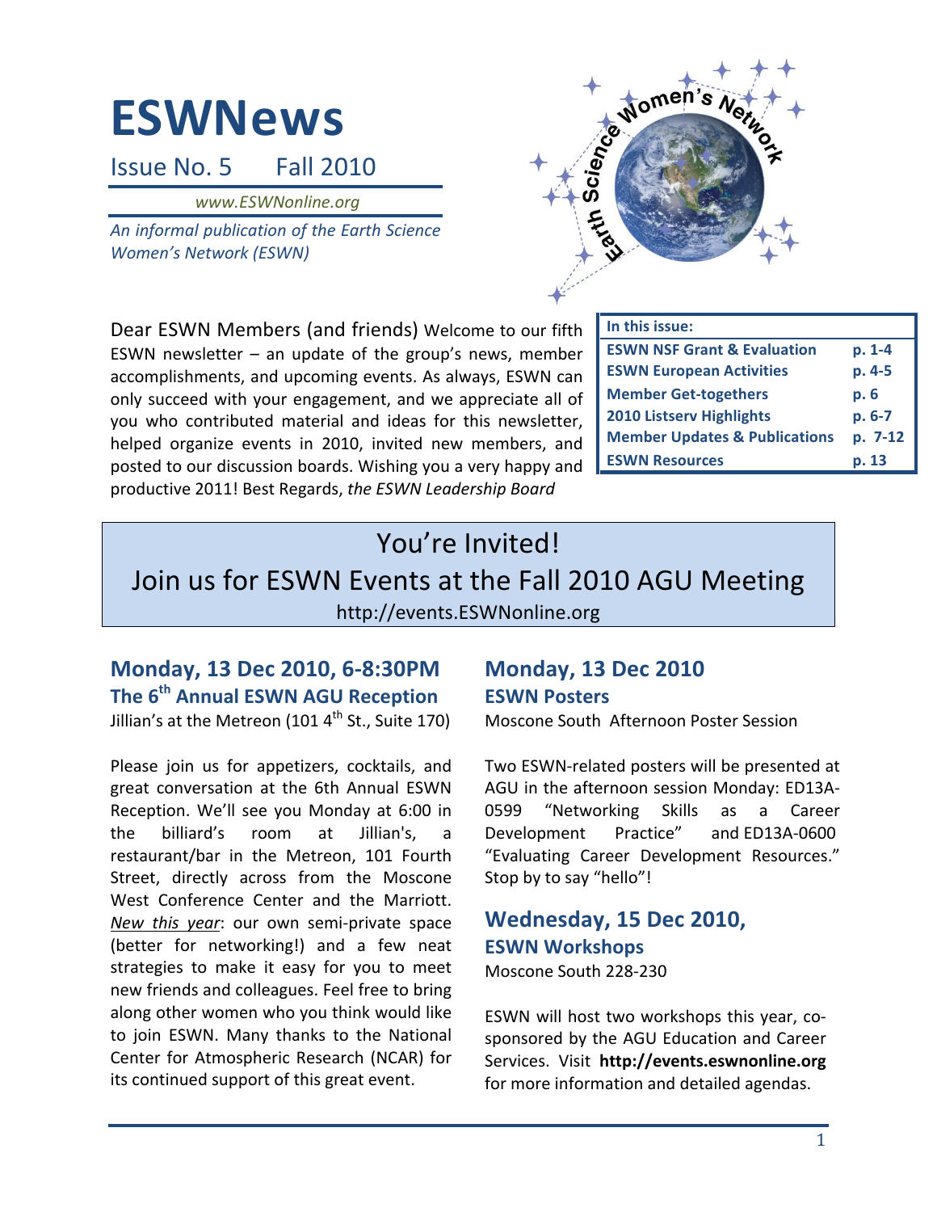# ESWNews

Issue No. 5 Fall 2010

*www.ESWNonline.org*

*An informal publication of the Earth Science Women's Network (ESWN)*

Dear ESWN Members (and friends) Welcome to our fifth ESWN newsletter – an update of the group's news, member accomplishments, and upcoming events. As always, ESWN can only succeed with your engagement, and we appreciate all of you who contributed material and ideas for this newsletter, helped organize events in 2010, invited new members, and posted to our discussion boards. Wishing you a very happy and productive 2011! Best Regards, *the ESWN Leadership Board*

| In this issue: | |
|---|---|
| ESWN NSF Grant & Evaluation | p. 1-4 |
| ESWN European Activities | p. 4-5 |
| Member Get-togethers | p. 6 |
| 2010 Listserv Highlights | p. 6-7 |
| Member Updates & Publications | p. 7-12 |
| ESWN Resources | p. 13 |

## You're Invited! Join us for ESWN Events at the Fall 2010 AGU Meeting

http://events.ESWNonline.org

### Monday, 13 Dec 2010, 6-8:30PM
### The 6th Annual ESWN AGU Reception

Jillian's at the Metreon (101 4th St., Suite 170)

Please join us for appetizers, cocktails, and great conversation at the 6th Annual ESWN Reception. We'll see you Monday at 6:00 in the billiard's room at Jillian's, a restaurant/bar in the Metreon, 101 Fourth Street, directly across from the Moscone West Conference Center and the Marriott. *New this year*: our own semi-private space (better for networking!) and a few neat strategies to make it easy for you to meet new friends and colleagues. Feel free to bring along other women who you think would like to join ESWN. Many thanks to the National Center for Atmospheric Research (NCAR) for its continued support of this great event.

### Monday, 13 Dec 2010
### ESWN Posters

Moscone South Afternoon Poster Session

Two ESWN-related posters will be presented at AGU in the afternoon session Monday: ED13A-0599 "Networking Skills as a Career Development Practice" and ED13A-0600 "Evaluating Career Development Resources." Stop by to say "hello"!

### Wednesday, 15 Dec 2010,
### ESWN Workshops

Moscone South 228-230

ESWN will host two workshops this year, co-sponsored by the AGU Education and Career Services. Visit **http://events.eswnonline.org** for more information and detailed agendas.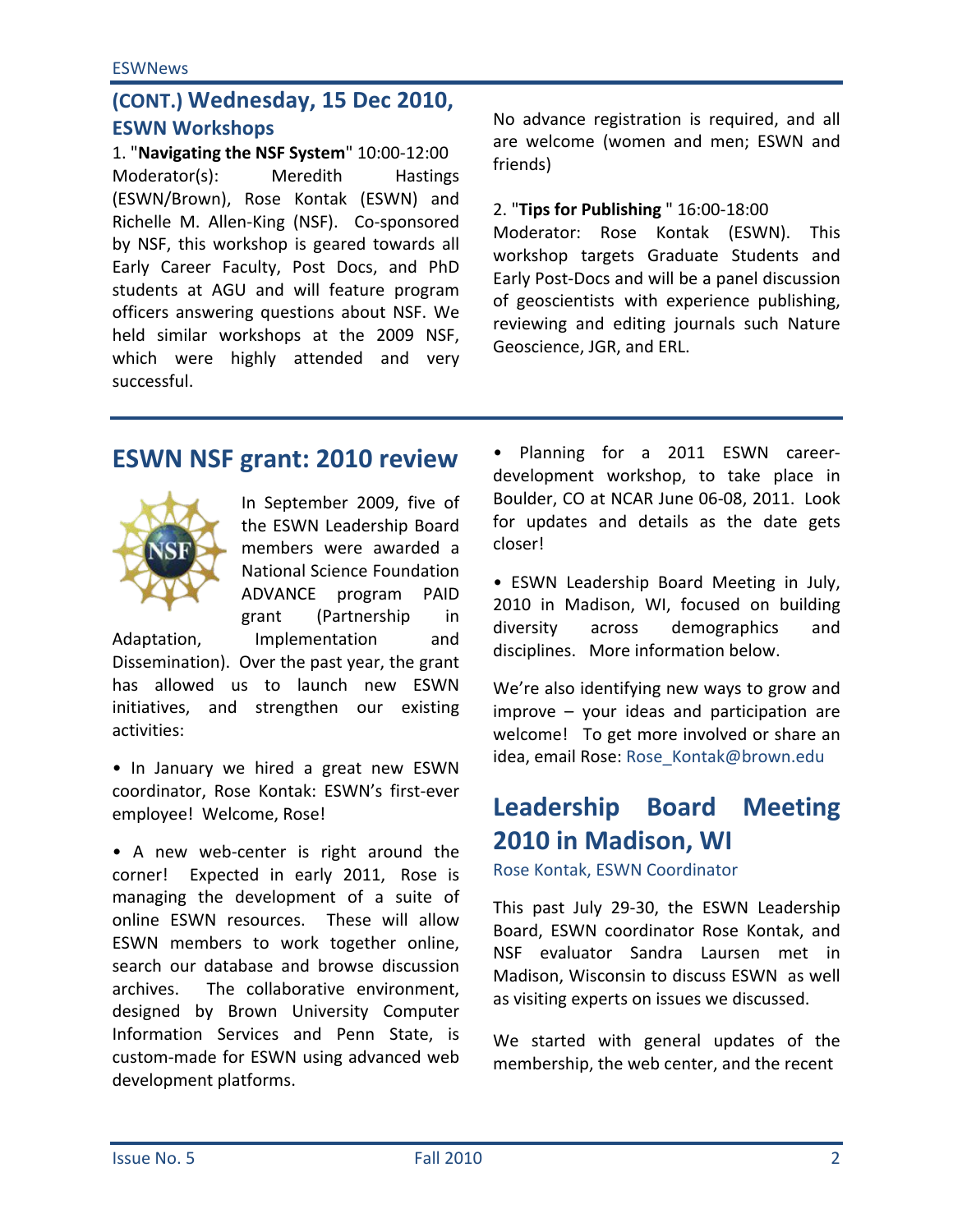## (CONT.) Wednesday, 15 Dec 2010, ESWN Workshops

1. "**Navigating the NSF System**" 10:00-12:00
Moderator(s): Meredith Hastings (ESWN/Brown), Rose Kontak (ESWN) and Richelle M. Allen-King (NSF). Co-sponsored by NSF, this workshop is geared towards all Early Career Faculty, Post Docs, and PhD students at AGU and will feature program officers answering questions about NSF. We held similar workshops at the 2009 NSF, which were highly attended and very successful.

No advance registration is required, and all are welcome (women and men; ESWN and friends)

2. "**Tips for Publishing** " 16:00-18:00
Moderator: Rose Kontak (ESWN). This workshop targets Graduate Students and Early Post-Docs and will be a panel discussion of geoscientists with experience publishing, reviewing and editing journals such Nature Geoscience, JGR, and ERL.

## ESWN NSF grant: 2010 review

In September 2009, five of the ESWN Leadership Board members were awarded a National Science Foundation ADVANCE program PAID grant (Partnership in Adaptation, Implementation and Dissemination). Over the past year, the grant has allowed us to launch new ESWN initiatives, and strengthen our existing activities:

- In January we hired a great new ESWN coordinator, Rose Kontak: ESWN's first-ever employee! Welcome, Rose!

- A new web-center is right around the corner! Expected in early 2011, Rose is managing the development of a suite of online ESWN resources. These will allow ESWN members to work together online, search our database and browse discussion archives. The collaborative environment, designed by Brown University Computer Information Services and Penn State, is custom-made for ESWN using advanced web development platforms.

- Planning for a 2011 ESWN career-development workshop, to take place in Boulder, CO at NCAR June 06-08, 2011. Look for updates and details as the date gets closer!

- ESWN Leadership Board Meeting in July, 2010 in Madison, WI, focused on building diversity across demographics and disciplines. More information below.

We're also identifying new ways to grow and improve – your ideas and participation are welcome! To get more involved or share an idea, email Rose: Rose_Kontak@brown.edu

## Leadership Board Meeting 2010 in Madison, WI

Rose Kontak, ESWN Coordinator

This past July 29-30, the ESWN Leadership Board, ESWN coordinator Rose Kontak, and NSF evaluator Sandra Laursen met in Madison, Wisconsin to discuss ESWN as well as visiting experts on issues we discussed.

We started with general updates of the membership, the web center, and the recent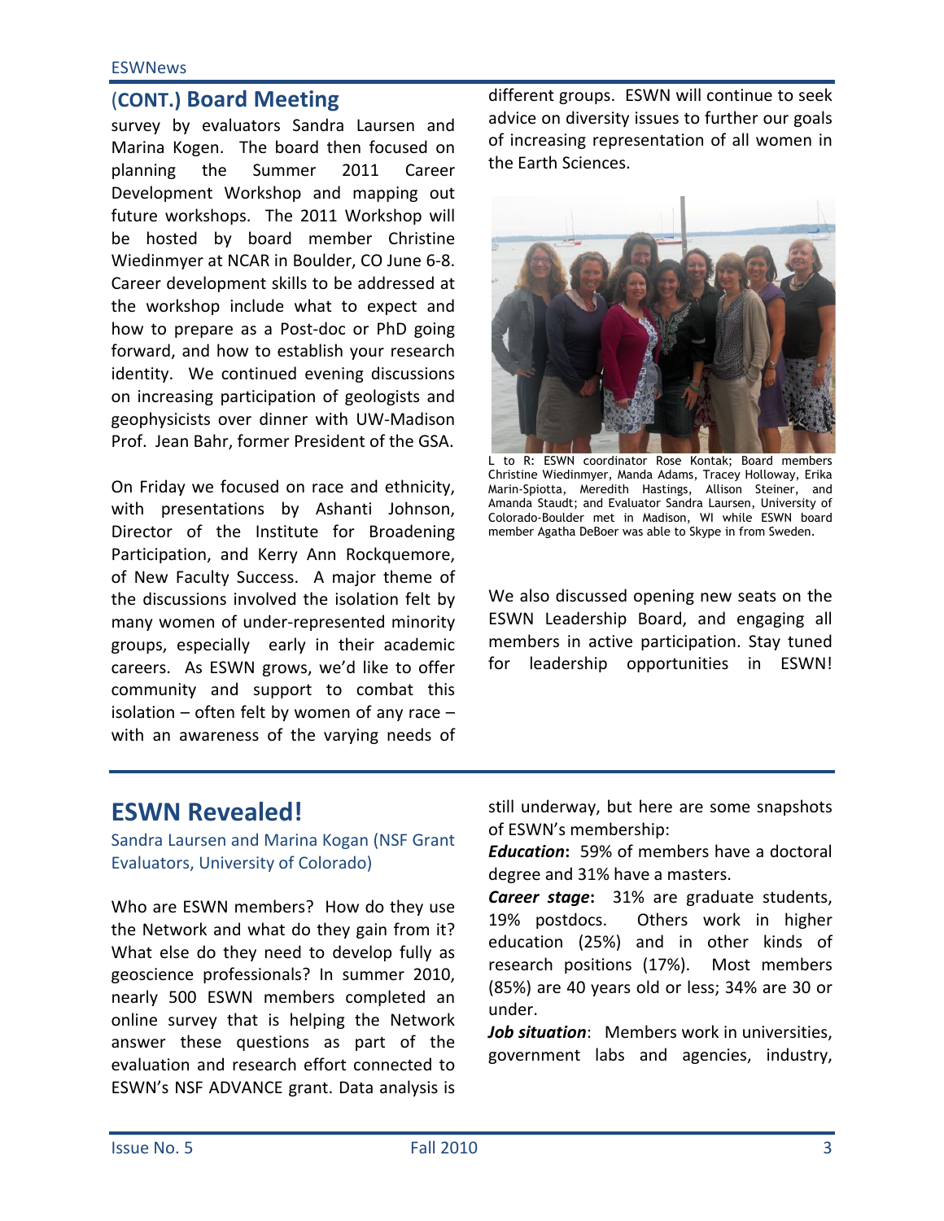## (CONT.) Board Meeting

survey by evaluators Sandra Laursen and Marina Kogen. The board then focused on planning the Summer 2011 Career Development Workshop and mapping out future workshops. The 2011 Workshop will be hosted by board member Christine Wiedinmyer at NCAR in Boulder, CO June 6-8. Career development skills to be addressed at the workshop include what to expect and how to prepare as a Post-doc or PhD going forward, and how to establish your research identity. We continued evening discussions on increasing participation of geologists and geophysicists over dinner with UW-Madison Prof. Jean Bahr, former President of the GSA.

On Friday we focused on race and ethnicity, with presentations by Ashanti Johnson, Director of the Institute for Broadening Participation, and Kerry Ann Rockquemore, of New Faculty Success. A major theme of the discussions involved the isolation felt by many women of under-represented minority groups, especially early in their academic careers. As ESWN grows, we'd like to offer community and support to combat this isolation – often felt by women of any race – with an awareness of the varying needs of different groups. ESWN will continue to seek advice on diversity issues to further our goals of increasing representation of all women in the Earth Sciences.

L to R: ESWN coordinator Rose Kontak; Board members Christine Wiedinmyer, Manda Adams, Tracey Holloway, Erika Marin-Spiotta, Meredith Hastings, Allison Steiner, and Amanda Staudt; and Evaluator Sandra Laursen, University of Colorado-Boulder met in Madison, WI while ESWN board member Agatha DeBoer was able to Skype in from Sweden.

We also discussed opening new seats on the ESWN Leadership Board, and engaging all members in active participation. Stay tuned for leadership opportunities in ESWN!

## ESWN Revealed!

Sandra Laursen and Marina Kogan (NSF Grant Evaluators, University of Colorado)

Who are ESWN members? How do they use the Network and what do they gain from it? What else do they need to develop fully as geoscience professionals? In summer 2010, nearly 500 ESWN members completed an online survey that is helping the Network answer these questions as part of the evaluation and research effort connected to ESWN's NSF ADVANCE grant. Data analysis is still underway, but here are some snapshots of ESWN's membership:

***Education*:** 59% of members have a doctoral degree and 31% have a masters.

***Career stage*:** 31% are graduate students, 19% postdocs. Others work in higher education (25%) and in other kinds of research positions (17%). Most members (85%) are 40 years old or less; 34% are 30 or under.

***Job situation***: Members work in universities, government labs and agencies, industry,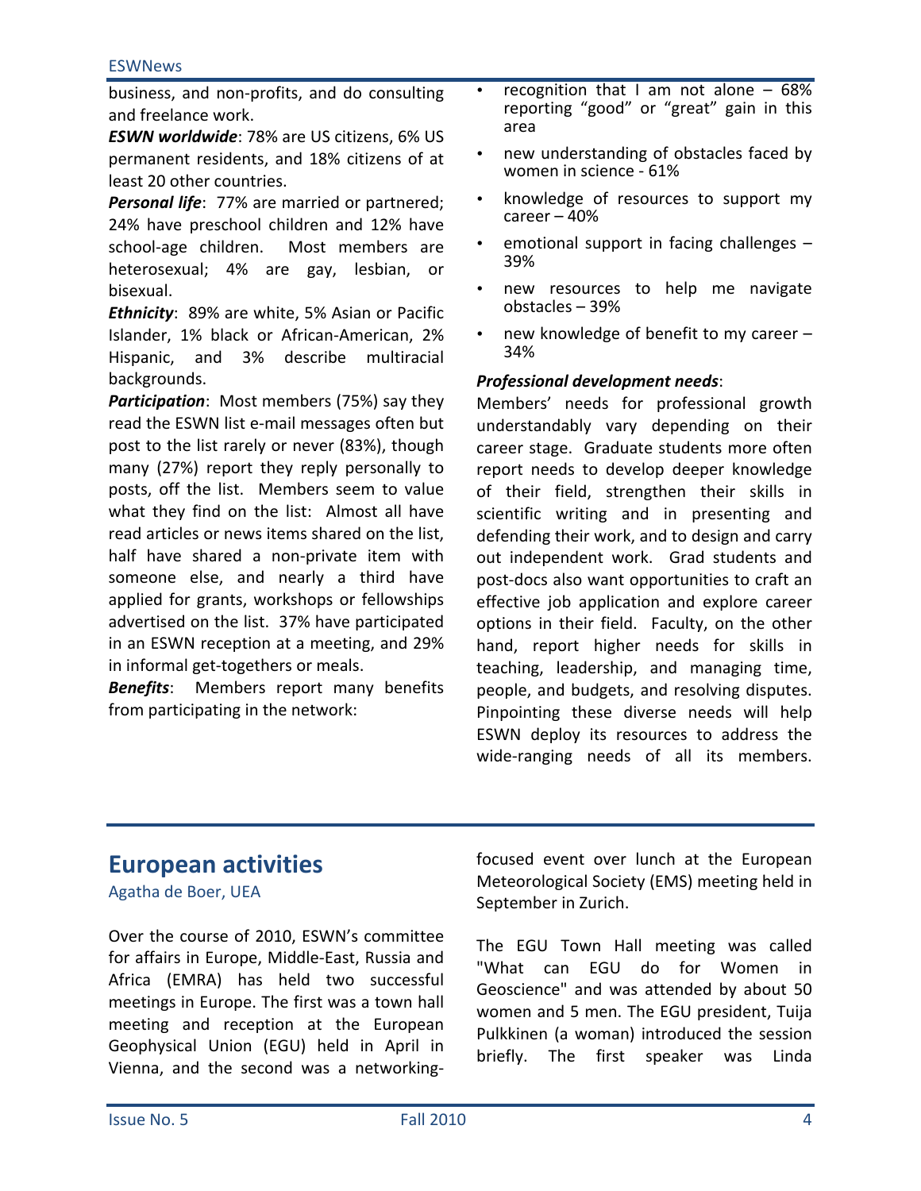business, and non-profits, and do consulting and freelance work.

***ESWN worldwide***: 78% are US citizens, 6% US permanent residents, and 18% citizens of at least 20 other countries.

***Personal life***: 77% are married or partnered; 24% have preschool children and 12% have school-age children. Most members are heterosexual; 4% are gay, lesbian, or bisexual.

***Ethnicity***: 89% are white, 5% Asian or Pacific Islander, 1% black or African-American, 2% Hispanic, and 3% describe multiracial backgrounds.

***Participation***: Most members (75%) say they read the ESWN list e-mail messages often but post to the list rarely or never (83%), though many (27%) report they reply personally to posts, off the list. Members seem to value what they find on the list: Almost all have read articles or news items shared on the list, half have shared a non-private item with someone else, and nearly a third have applied for grants, workshops or fellowships advertised on the list. 37% have participated in an ESWN reception at a meeting, and 29% in informal get-togethers or meals.

***Benefits***: Members report many benefits from participating in the network:

- recognition that I am not alone – 68% reporting "good" or "great" gain in this area
- new understanding of obstacles faced by women in science - 61%
- knowledge of resources to support my career – 40%
- emotional support in facing challenges – 39%
- new resources to help me navigate obstacles – 39%
- new knowledge of benefit to my career – 34%

***Professional development needs***:

Members' needs for professional growth understandably vary depending on their career stage. Graduate students more often report needs to develop deeper knowledge of their field, strengthen their skills in scientific writing and in presenting and defending their work, and to design and carry out independent work. Grad students and post-docs also want opportunities to craft an effective job application and explore career options in their field. Faculty, on the other hand, report higher needs for skills in teaching, leadership, and managing time, people, and budgets, and resolving disputes. Pinpointing these diverse needs will help ESWN deploy its resources to address the wide-ranging needs of all its members.

## European activities

Agatha de Boer, UEA

Over the course of 2010, ESWN's committee for affairs in Europe, Middle-East, Russia and Africa (EMRA) has held two successful meetings in Europe. The first was a town hall meeting and reception at the European Geophysical Union (EGU) held in April in Vienna, and the second was a networking-focused event over lunch at the European Meteorological Society (EMS) meeting held in September in Zurich.

The EGU Town Hall meeting was called "What can EGU do for Women in Geoscience" and was attended by about 50 women and 5 men. The EGU president, Tuija Pulkkinen (a woman) introduced the session briefly. The first speaker was Linda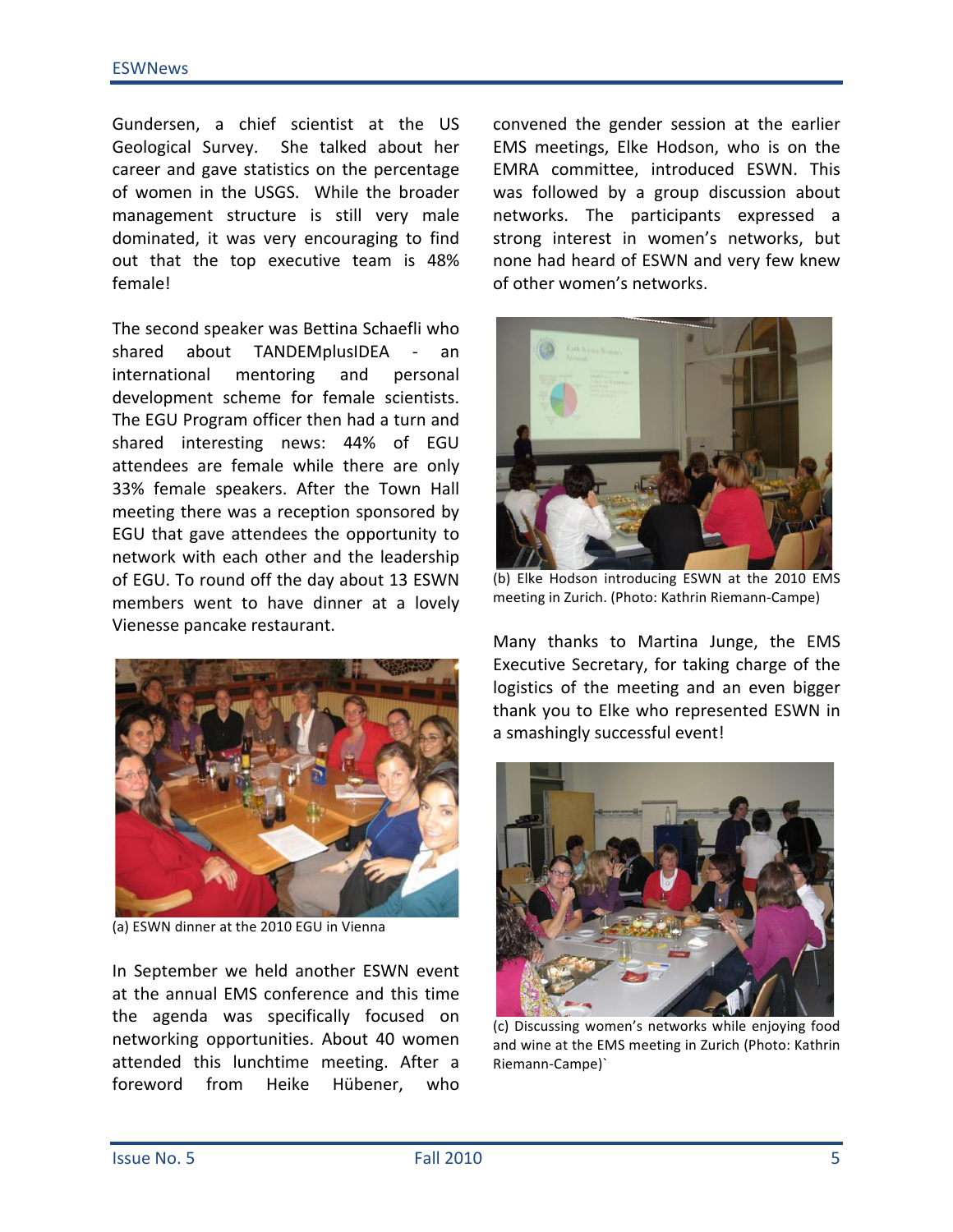Gundersen, a chief scientist at the US Geological Survey. She talked about her career and gave statistics on the percentage of women in the USGS. While the broader management structure is still very male dominated, it was very encouraging to find out that the top executive team is 48% female!

The second speaker was Bettina Schaefli who shared about TANDEMplusIDEA - an international mentoring and personal development scheme for female scientists. The EGU Program officer then had a turn and shared interesting news: 44% of EGU attendees are female while there are only 33% female speakers. After the Town Hall meeting there was a reception sponsored by EGU that gave attendees the opportunity to network with each other and the leadership of EGU. To round off the day about 13 ESWN members went to have dinner at a lovely Vienesse pancake restaurant.

(a) ESWN dinner at the 2010 EGU in Vienna

In September we held another ESWN event at the annual EMS conference and this time the agenda was specifically focused on networking opportunities. About 40 women attended this lunchtime meeting. After a foreword from Heike Hübener, who convened the gender session at the earlier EMS meetings, Elke Hodson, who is on the EMRA committee, introduced ESWN. This was followed by a group discussion about networks. The participants expressed a strong interest in women's networks, but none had heard of ESWN and very few knew of other women's networks.

(b) Elke Hodson introducing ESWN at the 2010 EMS meeting in Zurich. (Photo: Kathrin Riemann-Campe)

Many thanks to Martina Junge, the EMS Executive Secretary, for taking charge of the logistics of the meeting and an even bigger thank you to Elke who represented ESWN in a smashingly successful event!

(c) Discussing women's networks while enjoying food and wine at the EMS meeting in Zurich (Photo: Kathrin Riemann-Campe)`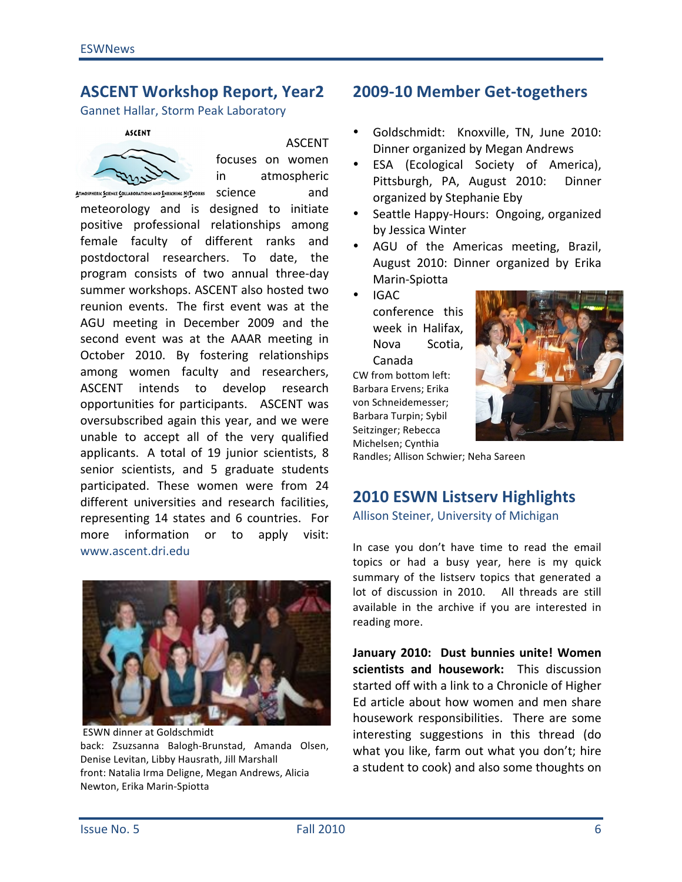## ASCENT Workshop Report, Year2

Gannet Hallar, Storm Peak Laboratory

ASCENT focuses on women in atmospheric science and meteorology and is designed to initiate positive professional relationships among female faculty of different ranks and postdoctoral researchers. To date, the program consists of two annual three-day summer workshops. ASCENT also hosted two reunion events. The first event was at the AGU meeting in December 2009 and the second event was at the AAAR meeting in October 2010. By fostering relationships among women faculty and researchers, ASCENT intends to develop research opportunities for participants. ASCENT was oversubscribed again this year, and we were unable to accept all of the very qualified applicants. A total of 19 junior scientists, 8 senior scientists, and 5 graduate students participated. These women were from 24 different universities and research facilities, representing 14 states and 6 countries. For more information or to apply visit: www.ascent.dri.edu

ESWN dinner at Goldschmidt
back: Zsuzsanna Balogh-Brunstad, Amanda Olsen, Denise Levitan, Libby Hausrath, Jill Marshall
front: Natalia Irma Deligne, Megan Andrews, Alicia Newton, Erika Marin-Spiotta

## 2009-10 Member Get-togethers

- Goldschmidt: Knoxville, TN, June 2010: Dinner organized by Megan Andrews
- ESA (Ecological Society of America), Pittsburgh, PA, August 2010: Dinner organized by Stephanie Eby
- Seattle Happy-Hours: Ongoing, organized by Jessica Winter
- AGU of the Americas meeting, Brazil, August 2010: Dinner organized by Erika Marin-Spiotta
- IGAC conference this week in Halifax, Nova Scotia, Canada

CW from bottom left: Barbara Ervens; Erika von Schneidemesser; Barbara Turpin; Sybil Seitzinger; Rebecca Michelsen; Cynthia Randles; Allison Schwier; Neha Sareen

## 2010 ESWN Listserv Highlights

Allison Steiner, University of Michigan

In case you don't have time to read the email topics or had a busy year, here is my quick summary of the listserv topics that generated a lot of discussion in 2010. All threads are still available in the archive if you are interested in reading more.

**January 2010: Dust bunnies unite! Women scientists and housework:** This discussion started off with a link to a Chronicle of Higher Ed article about how women and men share housework responsibilities. There are some interesting suggestions in this thread (do what you like, farm out what you don't; hire a student to cook) and also some thoughts on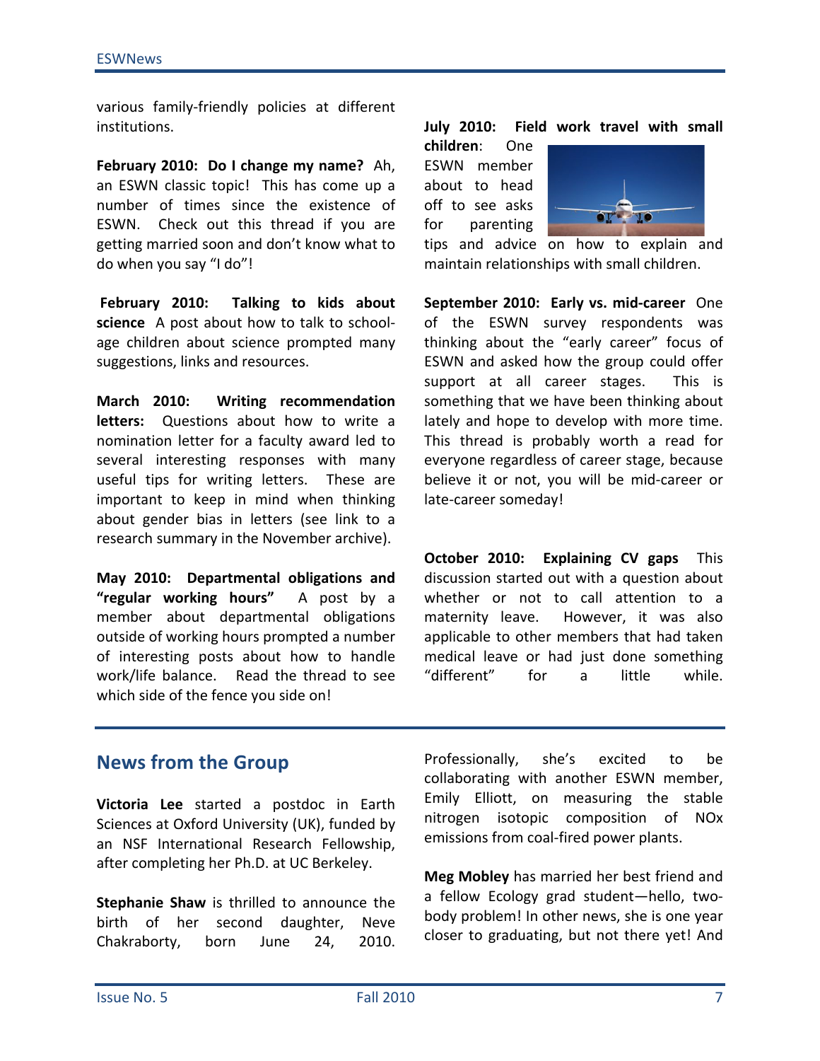various family-friendly policies at different institutions.

**February 2010: Do I change my name?** Ah, an ESWN classic topic! This has come up a number of times since the existence of ESWN. Check out this thread if you are getting married soon and don't know what to do when you say "I do"!

**February 2010: Talking to kids about science** A post about how to talk to school-age children about science prompted many suggestions, links and resources.

**March 2010: Writing recommendation letters:** Questions about how to write a nomination letter for a faculty award led to several interesting responses with many useful tips for writing letters. These are important to keep in mind when thinking about gender bias in letters (see link to a research summary in the November archive).

**May 2010: Departmental obligations and "regular working hours"** A post by a member about departmental obligations outside of working hours prompted a number of interesting posts about how to handle work/life balance. Read the thread to see which side of the fence you side on!

**July 2010: Field work travel with small children**: One ESWN member about to head off to see asks for parenting tips and advice on how to explain and maintain relationships with small children.

**September 2010: Early vs. mid-career** One of the ESWN survey respondents was thinking about the "early career" focus of ESWN and asked how the group could offer support at all career stages. This is something that we have been thinking about lately and hope to develop with more time. This thread is probably worth a read for everyone regardless of career stage, because believe it or not, you will be mid-career or late-career someday!

**October 2010: Explaining CV gaps** This discussion started out with a question about whether or not to call attention to a maternity leave. However, it was also applicable to other members that had taken medical leave or had just done something "different" for a little while.

## News from the Group

**Victoria Lee** started a postdoc in Earth Sciences at Oxford University (UK), funded by an NSF International Research Fellowship, after completing her Ph.D. at UC Berkeley.

**Stephanie Shaw** is thrilled to announce the birth of her second daughter, Neve Chakraborty, born June 24, 2010. Professionally, she's excited to be collaborating with another ESWN member, Emily Elliott, on measuring the stable nitrogen isotopic composition of NOx emissions from coal-fired power plants.

**Meg Mobley** has married her best friend and a fellow Ecology grad student—hello, two-body problem! In other news, she is one year closer to graduating, but not there yet! And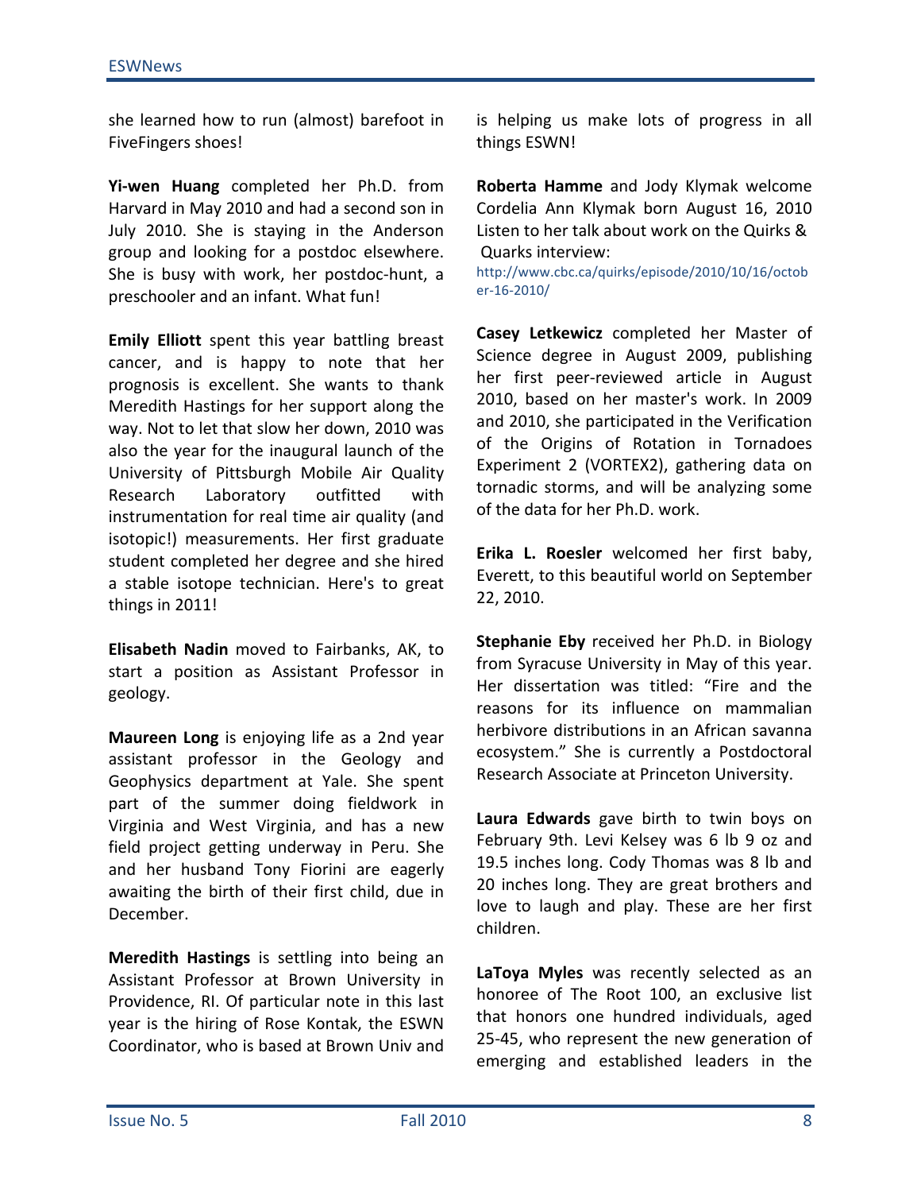she learned how to run (almost) barefoot in FiveFingers shoes!

**Yi-wen Huang** completed her Ph.D. from Harvard in May 2010 and had a second son in July 2010. She is staying in the Anderson group and looking for a postdoc elsewhere. She is busy with work, her postdoc-hunt, a preschooler and an infant. What fun!

**Emily Elliott** spent this year battling breast cancer, and is happy to note that her prognosis is excellent. She wants to thank Meredith Hastings for her support along the way. Not to let that slow her down, 2010 was also the year for the inaugural launch of the University of Pittsburgh Mobile Air Quality Research Laboratory outfitted with instrumentation for real time air quality (and isotopic!) measurements. Her first graduate student completed her degree and she hired a stable isotope technician. Here's to great things in 2011!

**Elisabeth Nadin** moved to Fairbanks, AK, to start a position as Assistant Professor in geology.

**Maureen Long** is enjoying life as a 2nd year assistant professor in the Geology and Geophysics department at Yale. She spent part of the summer doing fieldwork in Virginia and West Virginia, and has a new field project getting underway in Peru. She and her husband Tony Fiorini are eagerly awaiting the birth of their first child, due in December.

**Meredith Hastings** is settling into being an Assistant Professor at Brown University in Providence, RI. Of particular note in this last year is the hiring of Rose Kontak, the ESWN Coordinator, who is based at Brown Univ and is helping us make lots of progress in all things ESWN!

**Roberta Hamme** and Jody Klymak welcome Cordelia Ann Klymak born August 16, 2010 Listen to her talk about work on the Quirks & Quarks interview:
http://www.cbc.ca/quirks/episode/2010/10/16/october-16-2010/

**Casey Letkewicz** completed her Master of Science degree in August 2009, publishing her first peer-reviewed article in August 2010, based on her master's work. In 2009 and 2010, she participated in the Verification of the Origins of Rotation in Tornadoes Experiment 2 (VORTEX2), gathering data on tornadic storms, and will be analyzing some of the data for her Ph.D. work.

**Erika L. Roesler** welcomed her first baby, Everett, to this beautiful world on September 22, 2010.

**Stephanie Eby** received her Ph.D. in Biology from Syracuse University in May of this year. Her dissertation was titled: "Fire and the reasons for its influence on mammalian herbivore distributions in an African savanna ecosystem." She is currently a Postdoctoral Research Associate at Princeton University.

**Laura Edwards** gave birth to twin boys on February 9th. Levi Kelsey was 6 lb 9 oz and 19.5 inches long. Cody Thomas was 8 lb and 20 inches long. They are great brothers and love to laugh and play. These are her first children.

**LaToya Myles** was recently selected as an honoree of The Root 100, an exclusive list that honors one hundred individuals, aged 25-45, who represent the new generation of emerging and established leaders in the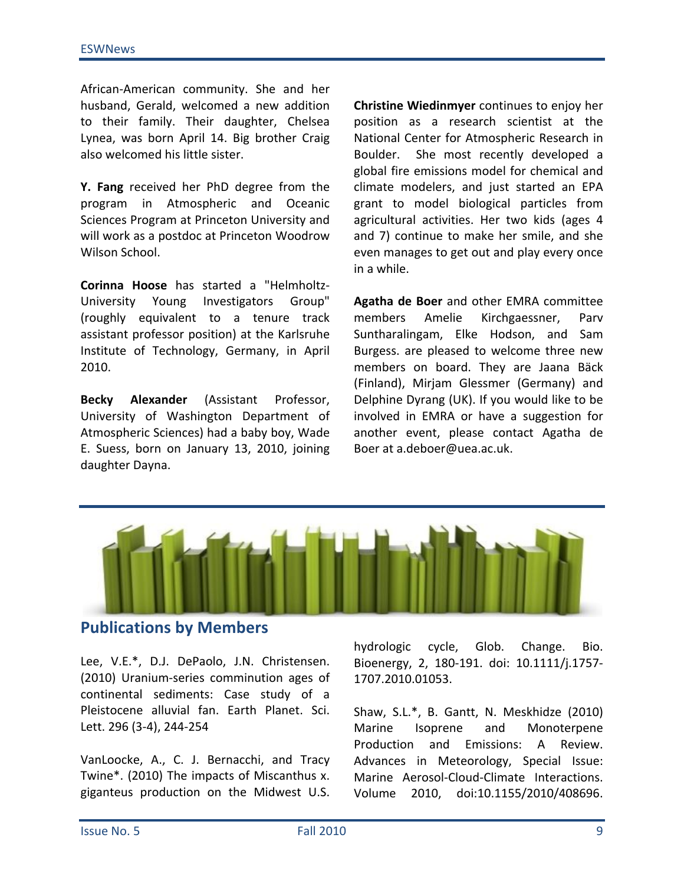African-American community. She and her husband, Gerald, welcomed a new addition to their family. Their daughter, Chelsea Lynea, was born April 14. Big brother Craig also welcomed his little sister.

**Y. Fang** received her PhD degree from the program in Atmospheric and Oceanic Sciences Program at Princeton University and will work as a postdoc at Princeton Woodrow Wilson School.

**Corinna Hoose** has started a "Helmholtz-University Young Investigators Group" (roughly equivalent to a tenure track assistant professor position) at the Karlsruhe Institute of Technology, Germany, in April 2010.

**Becky Alexander** (Assistant Professor, University of Washington Department of Atmospheric Sciences) had a baby boy, Wade E. Suess, born on January 13, 2010, joining daughter Dayna.

**Christine Wiedinmyer** continues to enjoy her position as a research scientist at the National Center for Atmospheric Research in Boulder. She most recently developed a global fire emissions model for chemical and climate modelers, and just started an EPA grant to model biological particles from agricultural activities. Her two kids (ages 4 and 7) continue to make her smile, and she even manages to get out and play every once in a while.

**Agatha de Boer** and other EMRA committee members Amelie Kirchgaessner, Parv Suntharalingam, Elke Hodson, and Sam Burgess. are pleased to welcome three new members on board. They are Jaana Bäck (Finland), Mirjam Glessmer (Germany) and Delphine Dyrang (UK). If you would like to be involved in EMRA or have a suggestion for another event, please contact Agatha de Boer at a.deboer@uea.ac.uk.

## Publications by Members

Lee, V.E.*, D.J. DePaolo, J.N. Christensen. (2010) Uranium-series comminution ages of continental sediments: Case study of a Pleistocene alluvial fan. Earth Planet. Sci. Lett. 296 (3-4), 244-254

VanLoocke, A., C. J. Bernacchi, and Tracy Twine*. (2010) The impacts of Miscanthus x. giganteus production on the Midwest U.S. hydrologic cycle, Glob. Change. Bio. Bioenergy, 2, 180-191. doi: 10.1111/j.1757-1707.2010.01053.

Shaw, S.L.*, B. Gantt, N. Meskhidze (2010) Marine Isoprene and Monoterpene Production and Emissions: A Review. Advances in Meteorology, Special Issue: Marine Aerosol-Cloud-Climate Interactions. Volume 2010, doi:10.1155/2010/408696.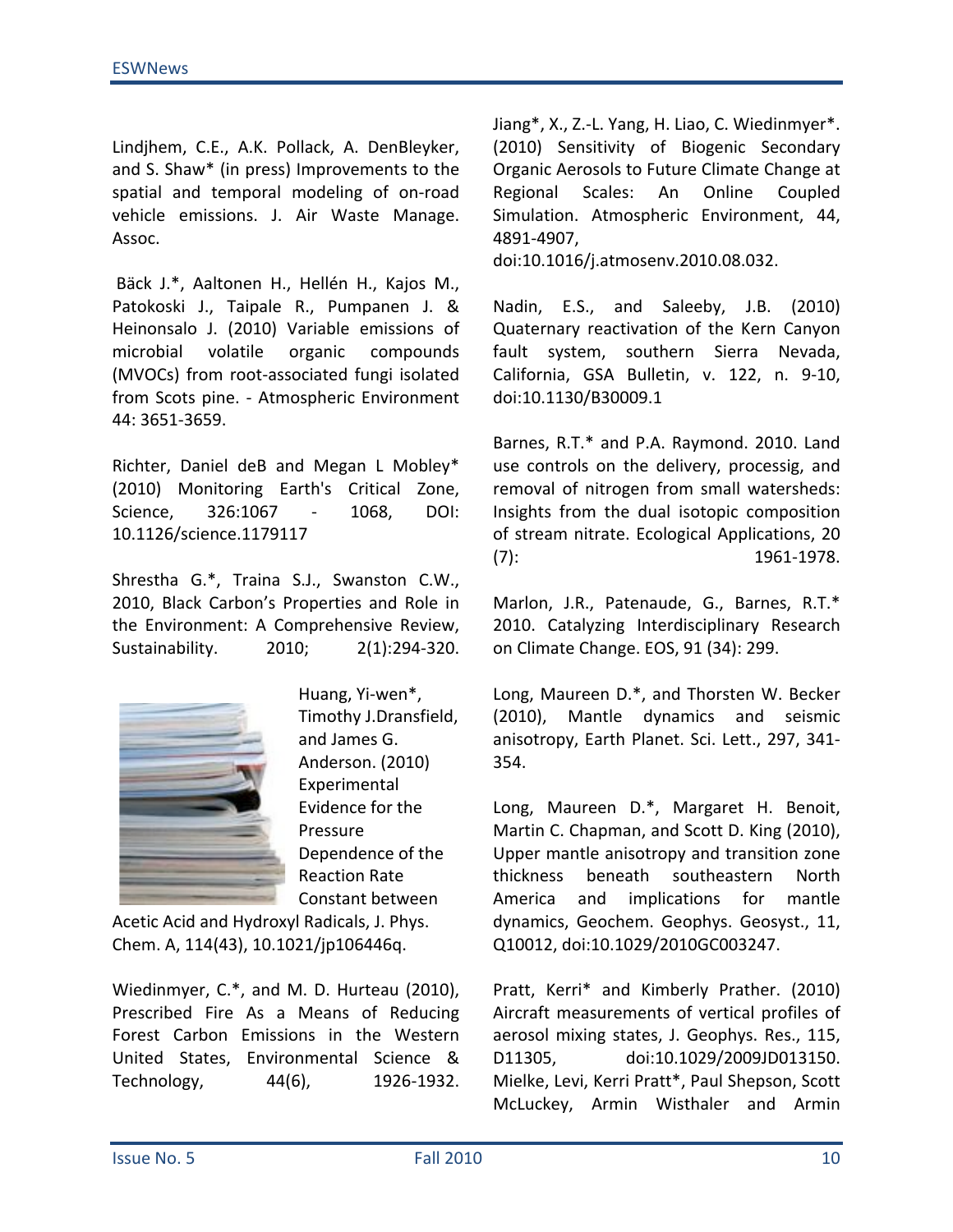Lindjhem, C.E., A.K. Pollack, A. DenBleyker, and S. Shaw* (in press) Improvements to the spatial and temporal modeling of on-road vehicle emissions. J. Air Waste Manage. Assoc.

Bäck J.*, Aaltonen H., Hellén H., Kajos M., Patokoski J., Taipale R., Pumpanen J. & Heinonsalo J. (2010) Variable emissions of microbial volatile organic compounds (MVOCs) from root-associated fungi isolated from Scots pine. - Atmospheric Environment 44: 3651-3659.

Richter, Daniel deB and Megan L Mobley* (2010) Monitoring Earth's Critical Zone, Science, 326:1067 - 1068, DOI: 10.1126/science.1179117

Shrestha G.*, Traina S.J., Swanston C.W., 2010, Black Carbon's Properties and Role in the Environment: A Comprehensive Review, Sustainability. 2010; 2(1):294-320.

Huang, Yi-wen*, Timothy J.Dransfield, and James G. Anderson. (2010) Experimental Evidence for the Pressure Dependence of the Reaction Rate Constant between Acetic Acid and Hydroxyl Radicals, J. Phys. Chem. A, 114(43), 10.1021/jp106446q.

Wiedinmyer, C.*, and M. D. Hurteau (2010), Prescribed Fire As a Means of Reducing Forest Carbon Emissions in the Western United States, Environmental Science & Technology, 44(6), 1926-1932.

Jiang*, X., Z.-L. Yang, H. Liao, C. Wiedinmyer*. (2010) Sensitivity of Biogenic Secondary Organic Aerosols to Future Climate Change at Regional Scales: An Online Coupled Simulation. Atmospheric Environment, 44, 4891-4907, doi:10.1016/j.atmosenv.2010.08.032.

Nadin, E.S., and Saleeby, J.B. (2010) Quaternary reactivation of the Kern Canyon fault system, southern Sierra Nevada, California, GSA Bulletin, v. 122, n. 9-10, doi:10.1130/B30009.1

Barnes, R.T.* and P.A. Raymond. 2010. Land use controls on the delivery, processig, and removal of nitrogen from small watersheds: Insights from the dual isotopic composition of stream nitrate. Ecological Applications, 20 (7): 1961-1978.

Marlon, J.R., Patenaude, G., Barnes, R.T.* 2010. Catalyzing Interdisciplinary Research on Climate Change. EOS, 91 (34): 299.

Long, Maureen D.*, and Thorsten W. Becker (2010), Mantle dynamics and seismic anisotropy, Earth Planet. Sci. Lett., 297, 341-354.

Long, Maureen D.*, Margaret H. Benoit, Martin C. Chapman, and Scott D. King (2010), Upper mantle anisotropy and transition zone thickness beneath southeastern North America and implications for mantle dynamics, Geochem. Geophys. Geosyst., 11, Q10012, doi:10.1029/2010GC003247.

Pratt, Kerri* and Kimberly Prather. (2010) Aircraft measurements of vertical profiles of aerosol mixing states, J. Geophys. Res., 115, D11305, doi:10.1029/2009JD013150.

Mielke, Levi, Kerri Pratt*, Paul Shepson, Scott McLuckey, Armin Wisthaler and Armin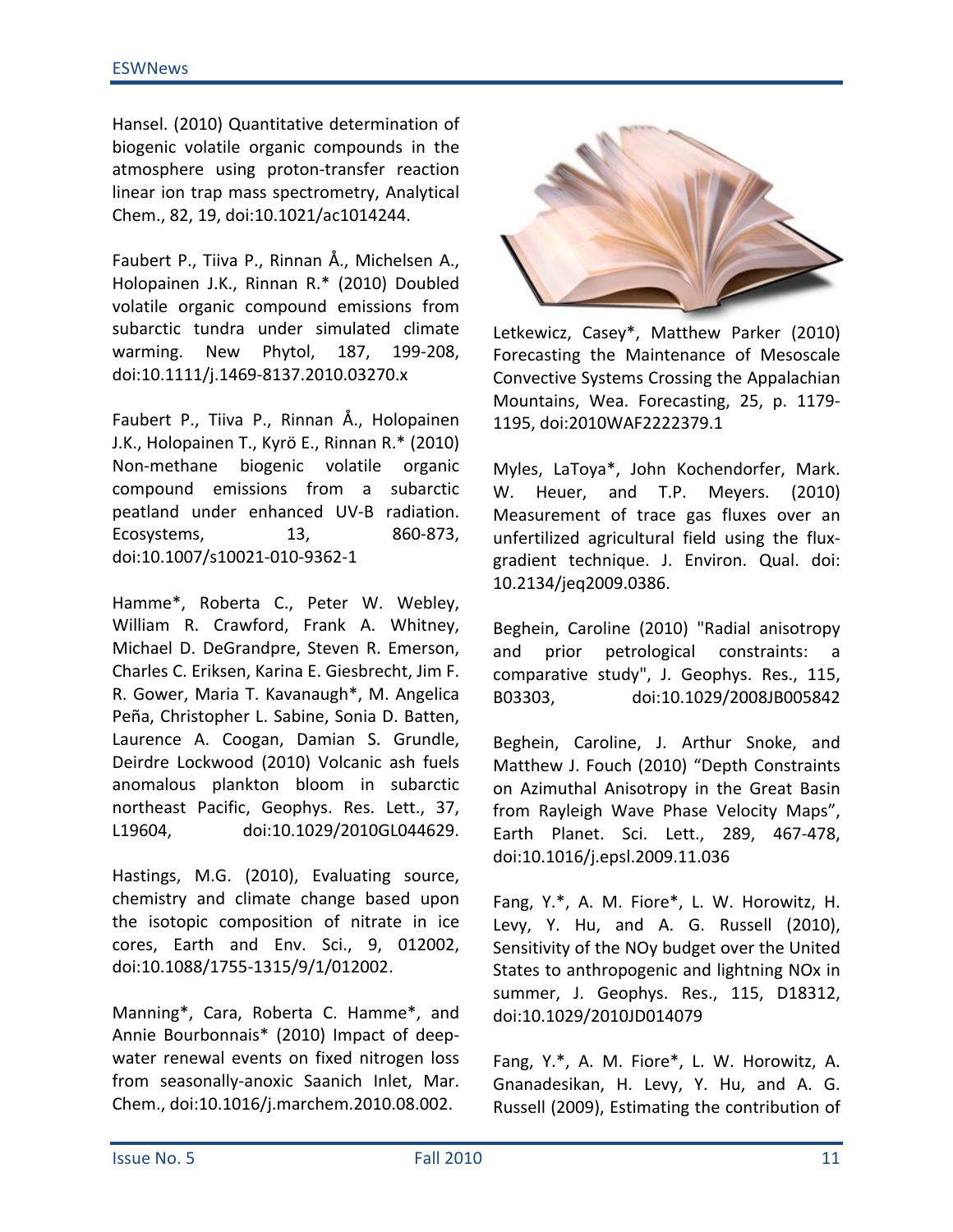Hansel. (2010) Quantitative determination of biogenic volatile organic compounds in the atmosphere using proton-transfer reaction linear ion trap mass spectrometry, Analytical Chem., 82, 19, doi:10.1021/ac1014244.

Faubert P., Tiiva P., Rinnan Å., Michelsen A., Holopainen J.K., Rinnan R.* (2010) Doubled volatile organic compound emissions from subarctic tundra under simulated climate warming. New Phytol, 187, 199-208, doi:10.1111/j.1469-8137.2010.03270.x

Faubert P., Tiiva P., Rinnan Å., Holopainen J.K., Holopainen T., Kyrö E., Rinnan R.* (2010) Non-methane biogenic volatile organic compound emissions from a subarctic peatland under enhanced UV-B radiation. Ecosystems, 13, 860-873, doi:10.1007/s10021-010-9362-1

Hamme*, Roberta C., Peter W. Webley, William R. Crawford, Frank A. Whitney, Michael D. DeGrandpre, Steven R. Emerson, Charles C. Eriksen, Karina E. Giesbrecht, Jim F. R. Gower, Maria T. Kavanaugh*, M. Angelica Peña, Christopher L. Sabine, Sonia D. Batten, Laurence A. Coogan, Damian S. Grundle, Deirdre Lockwood (2010) Volcanic ash fuels anomalous plankton bloom in subarctic northeast Pacific, Geophys. Res. Lett., 37, L19604, doi:10.1029/2010GL044629.

Hastings, M.G. (2010), Evaluating source, chemistry and climate change based upon the isotopic composition of nitrate in ice cores, Earth and Env. Sci., 9, 012002, doi:10.1088/1755-1315/9/1/012002.

Manning*, Cara, Roberta C. Hamme*, and Annie Bourbonnais* (2010) Impact of deep-water renewal events on fixed nitrogen loss from seasonally-anoxic Saanich Inlet, Mar. Chem., doi:10.1016/j.marchem.2010.08.002.

Letkewicz, Casey*, Matthew Parker (2010) Forecasting the Maintenance of Mesoscale Convective Systems Crossing the Appalachian Mountains, Wea. Forecasting, 25, p. 1179-1195, doi:2010WAF2222379.1

Myles, LaToya*, John Kochendorfer, Mark. W. Heuer, and T.P. Meyers. (2010) Measurement of trace gas fluxes over an unfertilized agricultural field using the flux-gradient technique. J. Environ. Qual. doi: 10.2134/jeq2009.0386.

Beghein, Caroline (2010) "Radial anisotropy and prior petrological constraints: a comparative study", J. Geophys. Res., 115, B03303, doi:10.1029/2008JB005842

Beghein, Caroline, J. Arthur Snoke, and Matthew J. Fouch (2010) "Depth Constraints on Azimuthal Anisotropy in the Great Basin from Rayleigh Wave Phase Velocity Maps", Earth Planet. Sci. Lett., 289, 467-478, doi:10.1016/j.epsl.2009.11.036

Fang, Y.*, A. M. Fiore*, L. W. Horowitz, H. Levy, Y. Hu, and A. G. Russell (2010), Sensitivity of the NOy budget over the United States to anthropogenic and lightning NOx in summer, J. Geophys. Res., 115, D18312, doi:10.1029/2010JD014079

Fang, Y.*, A. M. Fiore*, L. W. Horowitz, A. Gnanadesikan, H. Levy, Y. Hu, and A. G. Russell (2009), Estimating the contribution of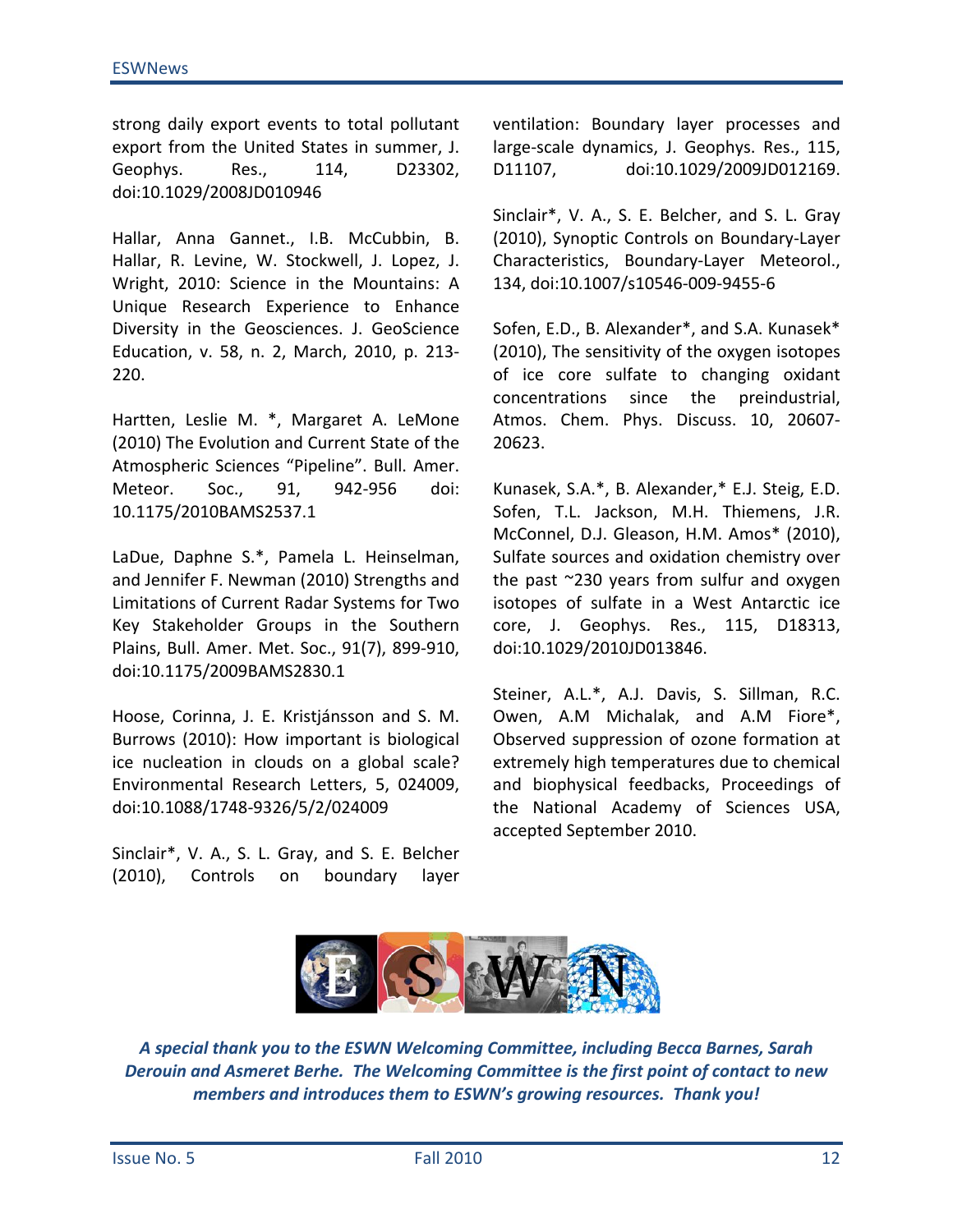strong daily export events to total pollutant export from the United States in summer, J. Geophys. Res., 114, D23302, doi:10.1029/2008JD010946

Hallar, Anna Gannet., I.B. McCubbin, B. Hallar, R. Levine, W. Stockwell, J. Lopez, J. Wright, 2010: Science in the Mountains: A Unique Research Experience to Enhance Diversity in the Geosciences. J. GeoScience Education, v. 58, n. 2, March, 2010, p. 213-220.

Hartten, Leslie M. *, Margaret A. LeMone (2010) The Evolution and Current State of the Atmospheric Sciences "Pipeline". Bull. Amer. Meteor. Soc., 91, 942-956 doi: 10.1175/2010BAMS2537.1

LaDue, Daphne S.*, Pamela L. Heinselman, and Jennifer F. Newman (2010) Strengths and Limitations of Current Radar Systems for Two Key Stakeholder Groups in the Southern Plains, Bull. Amer. Met. Soc., 91(7), 899-910, doi:10.1175/2009BAMS2830.1

Hoose, Corinna, J. E. Kristjánsson and S. M. Burrows (2010): How important is biological ice nucleation in clouds on a global scale? Environmental Research Letters, 5, 024009, doi:10.1088/1748-9326/5/2/024009

Sinclair*, V. A., S. L. Gray, and S. E. Belcher (2010), Controls on boundary layer ventilation: Boundary layer processes and large-scale dynamics, J. Geophys. Res., 115, D11107, doi:10.1029/2009JD012169.

Sinclair*, V. A., S. E. Belcher, and S. L. Gray (2010), Synoptic Controls on Boundary-Layer Characteristics, Boundary-Layer Meteorol., 134, doi:10.1007/s10546-009-9455-6

Sofen, E.D., B. Alexander*, and S.A. Kunasek* (2010), The sensitivity of the oxygen isotopes of ice core sulfate to changing oxidant concentrations since the preindustrial, Atmos. Chem. Phys. Discuss. 10, 20607-20623.

Kunasek, S.A.*, B. Alexander,* E.J. Steig, E.D. Sofen, T.L. Jackson, M.H. Thiemens, J.R. McConnel, D.J. Gleason, H.M. Amos* (2010), Sulfate sources and oxidation chemistry over the past ~230 years from sulfur and oxygen isotopes of sulfate in a West Antarctic ice core, J. Geophys. Res., 115, D18313, doi:10.1029/2010JD013846.

Steiner, A.L.*, A.J. Davis, S. Sillman, R.C. Owen, A.M Michalak, and A.M Fiore*, Observed suppression of ozone formation at extremely high temperatures due to chemical and biophysical feedbacks, Proceedings of the National Academy of Sciences USA, accepted September 2010.

***A special thank you to the ESWN Welcoming Committee, including Becca Barnes, Sarah Derouin and Asmeret Berhe. The Welcoming Committee is the first point of contact to new members and introduces them to ESWN's growing resources. Thank you!***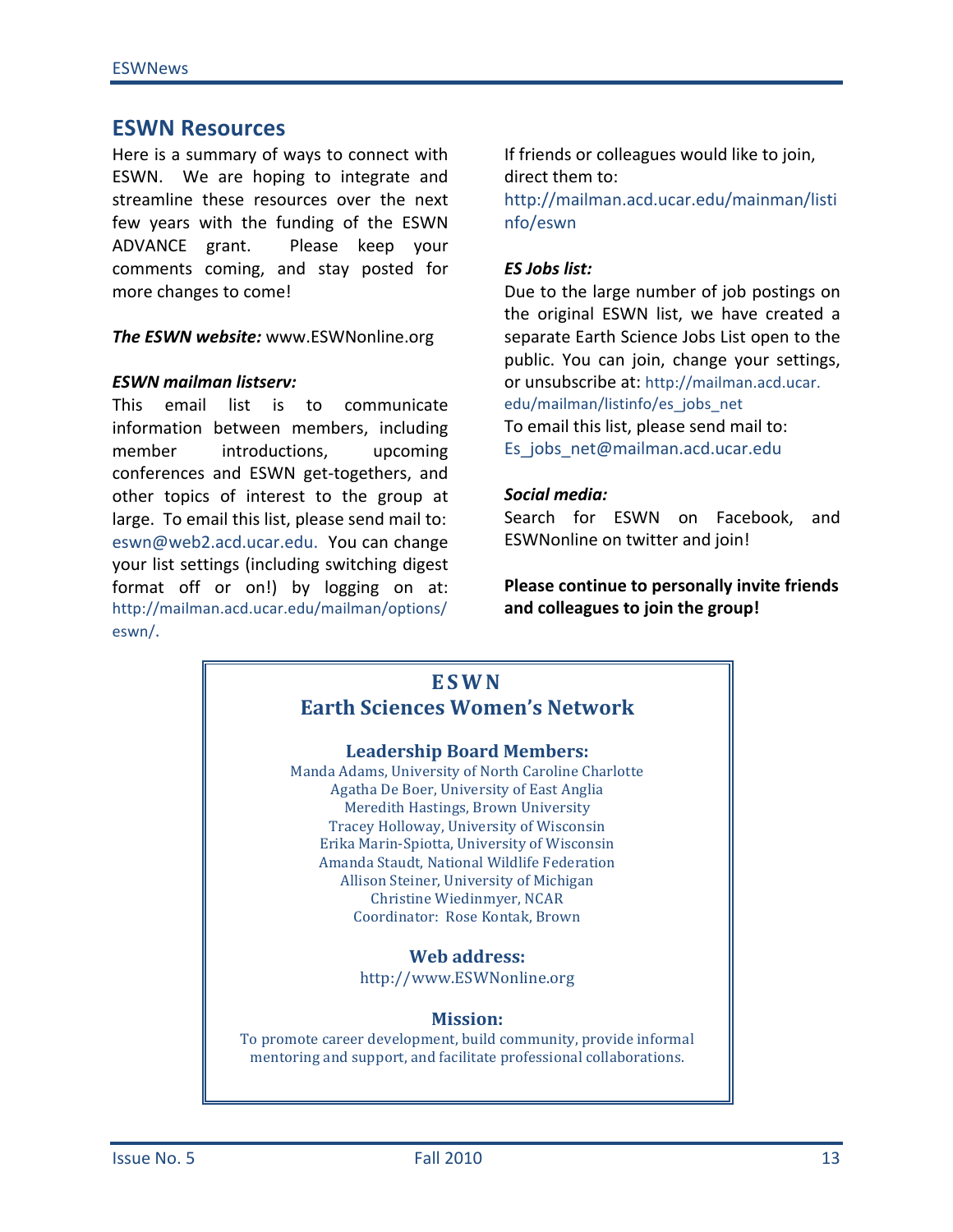## ESWN Resources

Here is a summary of ways to connect with ESWN. We are hoping to integrate and streamline these resources over the next few years with the funding of the ESWN ADVANCE grant. Please keep your comments coming, and stay posted for more changes to come!

***The ESWN website:*** www.ESWNonline.org

***ESWN mailman listserv:***

This email list is to communicate information between members, including member introductions, upcoming conferences and ESWN get-togethers, and other topics of interest to the group at large. To email this list, please send mail to: eswn@web2.acd.ucar.edu. You can change your list settings (including switching digest format off or on!) by logging on at: http://mailman.acd.ucar.edu/mailman/options/eswn/.

If friends or colleagues would like to join, direct them to: http://mailman.acd.ucar.edu/mainman/listinfo/eswn

***ES Jobs list:***

Due to the large number of job postings on the original ESWN list, we have created a separate Earth Science Jobs List open to the public. You can join, change your settings, or unsubscribe at: http://mailman.acd.ucar.edu/mailman/listinfo/es_jobs_net

To email this list, please send mail to: Es_jobs_net@mailman.acd.ucar.edu

***Social media:***

Search for ESWN on Facebook, and ESWNonline on twitter and join!

**Please continue to personally invite friends and colleagues to join the group!**

---

**ESWN**
**Earth Sciences Women's Network**

**Leadership Board Members:**

Manda Adams, University of North Caroline Charlotte
Agatha De Boer, University of East Anglia
Meredith Hastings, Brown University
Tracey Holloway, University of Wisconsin
Erika Marin-Spiotta, University of Wisconsin
Amanda Staudt, National Wildlife Federation
Allison Steiner, University of Michigan
Christine Wiedinmyer, NCAR
Coordinator: Rose Kontak, Brown

**Web address:**
http://www.ESWNonline.org

**Mission:**
To promote career development, build community, provide informal mentoring and support, and facilitate professional collaborations.